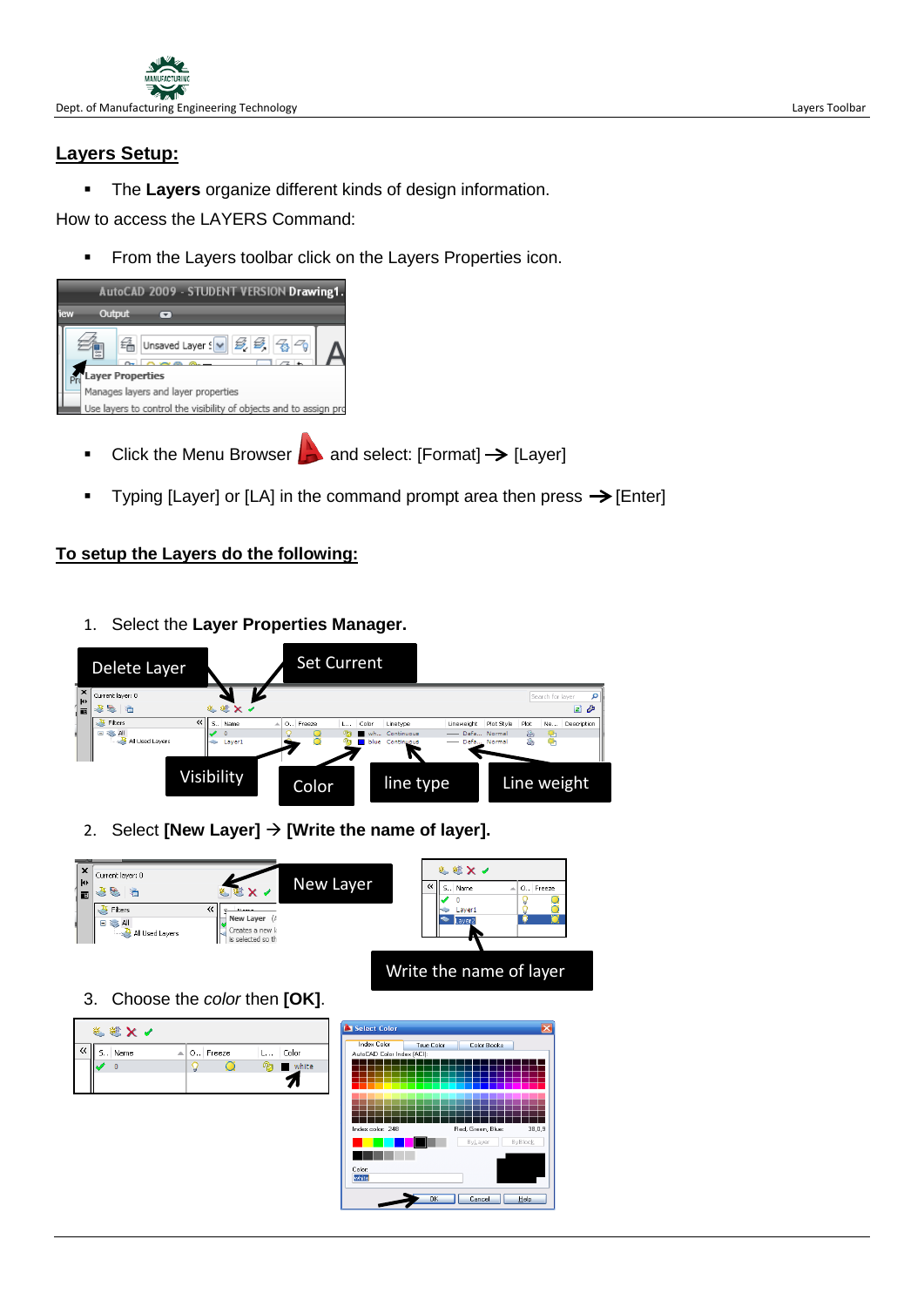## Layers Setup:

- The **Layers** organize different kinds of design information.

How to access the LAYERS Command:

- From the Layers toolbar click on the Layers Properties icon.

- Click the Menu Browser and select: [Format] → [Layer]
- Typing [Layer] or [LA] in the command prompt area then press → [Enter]

## To setup the Layers do the following:

1. Select the **Layer Properties Manager.**

2. Select **[New Layer]** → **[Write the name of layer].**

3. Choose the *color* then **[OK]**.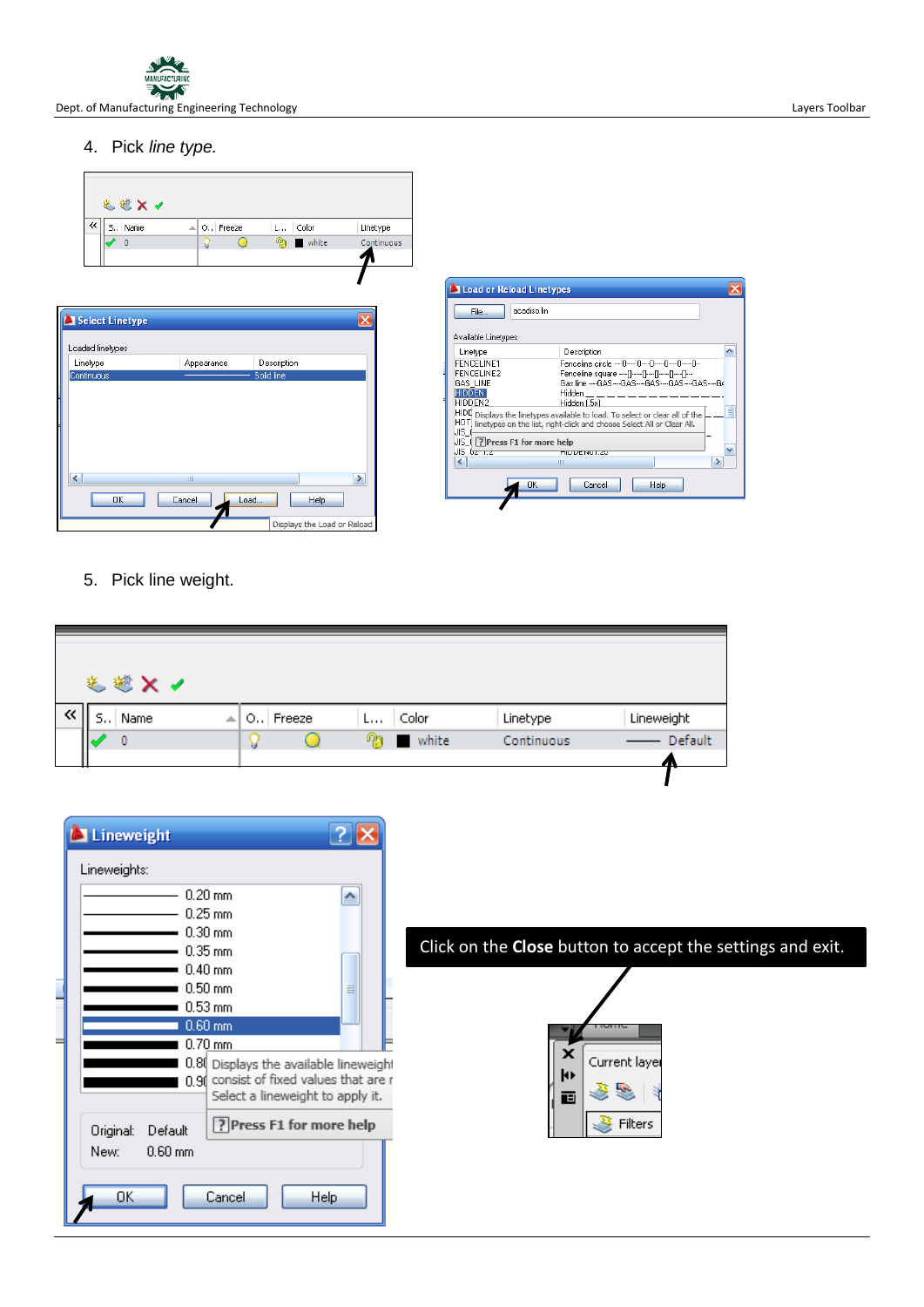4. Pick *line type.*

5. Pick line weight.

Click on the **Close** button to accept the settings and exit.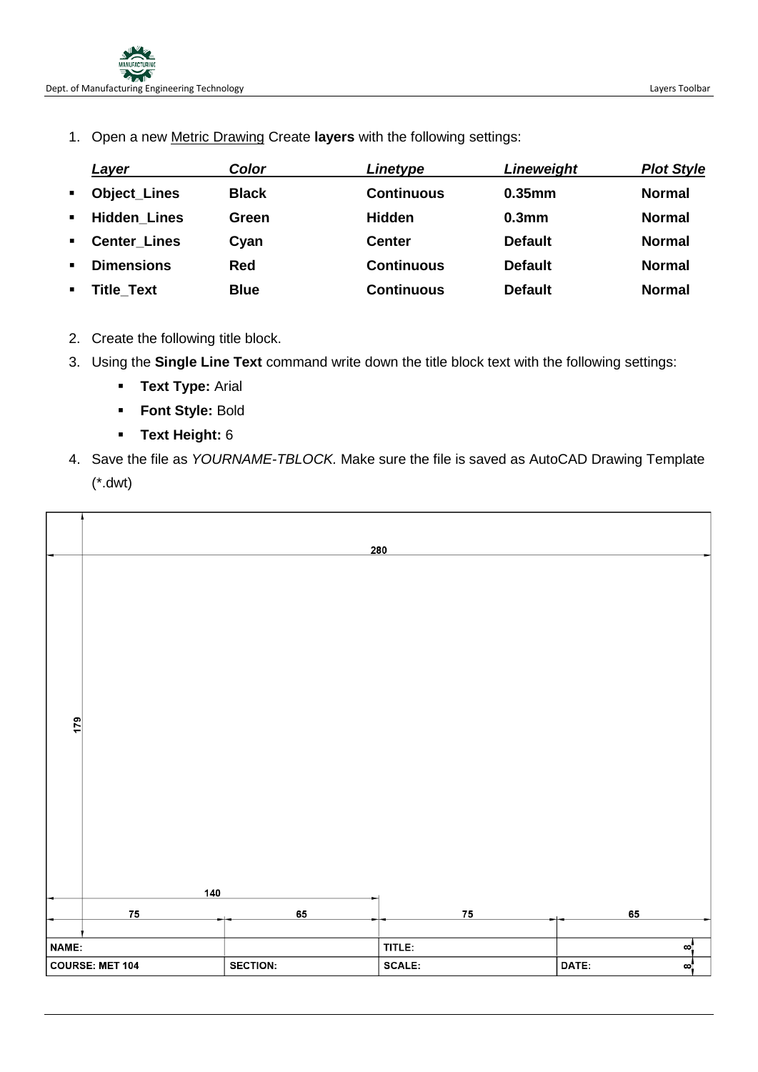1. Open a new Metric Drawing Create **layers** with the following settings:

| ***Layer*** | ***Color*** | ***Linetype*** | ***Lineweight*** | ***Plot Style*** |
|---|---|---|---|---|
| **Object_Lines** | **Black** | **Continuous** | **0.35mm** | **Normal** |
| **Hidden_Lines** | **Green** | **Hidden** | **0.3mm** | **Normal** |
| **Center_Lines** | **Cyan** | **Center** | **Default** | **Normal** |
| **Dimensions** | **Red** | **Continuous** | **Default** | **Normal** |
| **Title_Text** | **Blue** | **Continuous** | **Default** | **Normal** |

2. Create the following title block.
3. Using the **Single Line Text** command write down the title block text with the following settings:
   - **Text Type:** Arial
   - **Font Style:** Bold
   - **Text Height:** 6
4. Save the file as *YOURNAME-TBLOCK.* Make sure the file is saved as AutoCAD Drawing Template (*.dwt)

280

179

140

75

65

75

65

| | | | |
|---|---|---|---|
| NAME: | | TITLE: | |
| COURSE: MET 104 | SECTION: | SCALE: | DATE: |

8

8